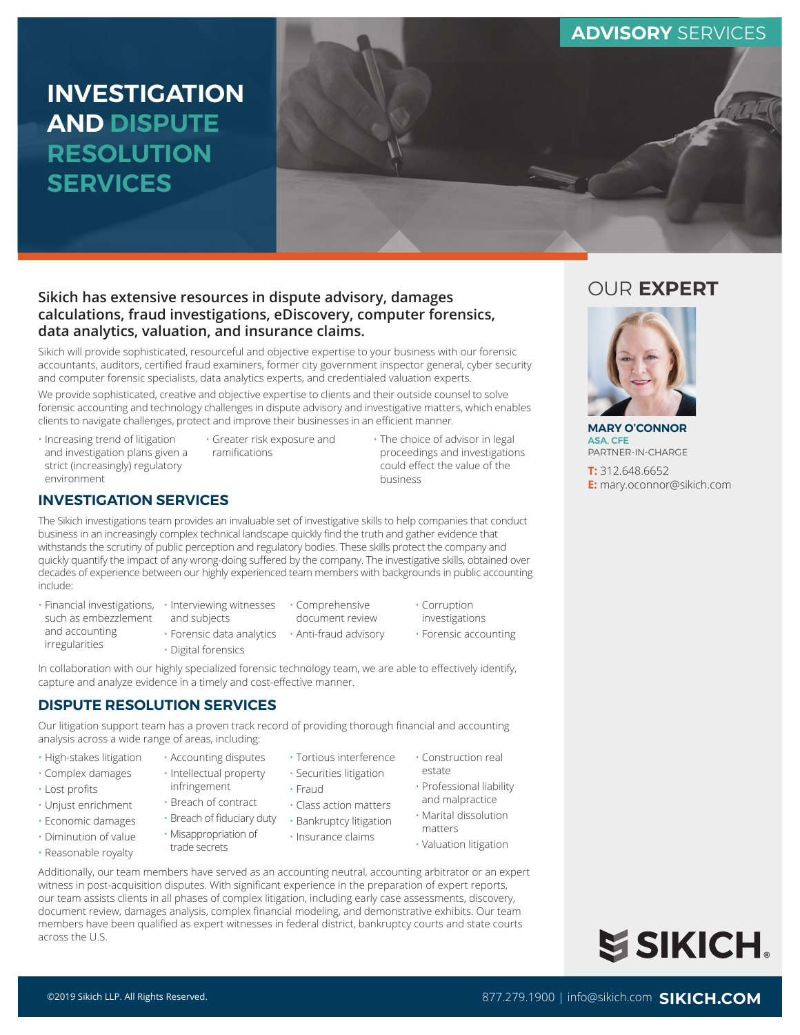ADVISORY SERVICES

# INVESTIGATION AND DISPUTE RESOLUTION SERVICES

**Sikich has extensive resources in dispute advisory, damages calculations, fraud investigations, eDiscovery, computer forensics, data analytics, valuation, and insurance claims.**

Sikich will provide sophisticated, resourceful and objective expertise to your business with our forensic accountants, auditors, certified fraud examiners, former city government inspector general, cyber security and computer forensic specialists, data analytics experts, and credentialed valuation experts.

We provide sophisticated, creative and objective expertise to clients and their outside counsel to solve forensic accounting and technology challenges in dispute advisory and investigative matters, which enables clients to navigate challenges, protect and improve their businesses in an efficient manner.

- Increasing trend of litigation and investigation plans given a strict (increasingly) regulatory environment
- Greater risk exposure and ramifications
- The choice of advisor in legal proceedings and investigations could effect the value of the business

## INVESTIGATION SERVICES

The Sikich investigations team provides an invaluable set of investigative skills to help companies that conduct business in an increasingly complex technical landscape quickly find the truth and gather evidence that withstands the scrutiny of public perception and regulatory bodies. These skills protect the company and quickly quantify the impact of any wrong-doing suffered by the company. The investigative skills, obtained over decades of experience between our highly experienced team members with backgrounds in public accounting include:

- Financial investigations, such as embezzlement and accounting irregularities
- Interviewing witnesses and subjects
- Forensic data analytics
- Digital forensics
- Comprehensive document review
- Anti-fraud advisory
- Corruption investigations
- Forensic accounting

In collaboration with our highly specialized forensic technology team, we are able to effectively identify, capture and analyze evidence in a timely and cost-effective manner.

## DISPUTE RESOLUTION SERVICES

Our litigation support team has a proven track record of providing thorough financial and accounting analysis across a wide range of areas, including:

- High-stakes litigation
- Complex damages
- Lost profits
- Unjust enrichment
- Economic damages
- Diminution of value
- Reasonable royalty
- Accounting disputes
- Intellectual property infringement
- Breach of contract
- Breach of fiduciary duty
- Misappropriation of trade secrets
- Tortious interference
- Securities litigation
- Fraud
- Class action matters
- Bankruptcy litigation
- Insurance claims
- Construction real estate
- Professional liability and malpractice
- Marital dissolution matters
- Valuation litigation

Additionally, our team members have served as an accounting neutral, accounting arbitrator or an expert witness in post-acquisition disputes. With significant experience in the preparation of expert reports, our team assists clients in all phases of complex litigation, including early case assessments, discovery, document review, damages analysis, complex financial modeling, and demonstrative exhibits. Our team members have been qualified as expert witnesses in federal district, bankruptcy courts and state courts across the U.S.

## OUR EXPERT

**MARY O'CONNOR**
ASA, CFE
PARTNER-IN-CHARGE

**T:** 312.648.6652
**E:** mary.oconnor@sikich.com

SIKICH

©2019 Sikich LLP. All Rights Reserved.

877.279.1900 | info@sikich.com **SIKICH.COM**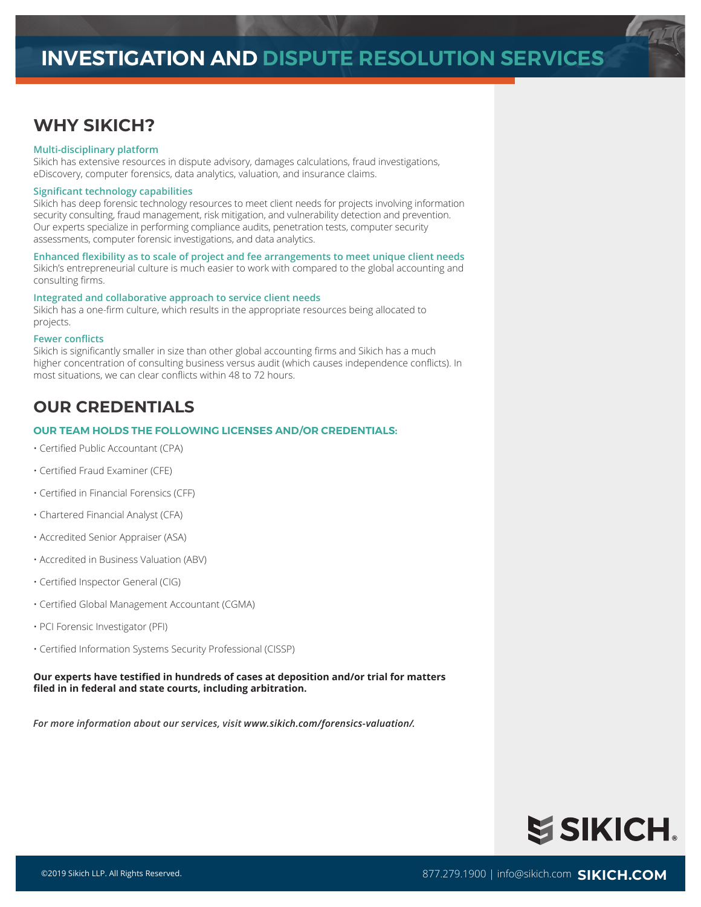# INVESTIGATION AND DISPUTE RESOLUTION SERVICES

## WHY SIKICH?

**Multi-disciplinary platform**
Sikich has extensive resources in dispute advisory, damages calculations, fraud investigations, eDiscovery, computer forensics, data analytics, valuation, and insurance claims.

**Significant technology capabilities**
Sikich has deep forensic technology resources to meet client needs for projects involving information security consulting, fraud management, risk mitigation, and vulnerability detection and prevention. Our experts specialize in performing compliance audits, penetration tests, computer security assessments, computer forensic investigations, and data analytics.

**Enhanced flexibility as to scale of project and fee arrangements to meet unique client needs**
Sikich's entrepreneurial culture is much easier to work with compared to the global accounting and consulting firms.

**Integrated and collaborative approach to service client needs**
Sikich has a one-firm culture, which results in the appropriate resources being allocated to projects.

**Fewer conflicts**
Sikich is significantly smaller in size than other global accounting firms and Sikich has a much higher concentration of consulting business versus audit (which causes independence conflicts). In most situations, we can clear conflicts within 48 to 72 hours.

## OUR CREDENTIALS

### OUR TEAM HOLDS THE FOLLOWING LICENSES AND/OR CREDENTIALS:

- Certified Public Accountant (CPA)
- Certified Fraud Examiner (CFE)
- Certified in Financial Forensics (CFF)
- Chartered Financial Analyst (CFA)
- Accredited Senior Appraiser (ASA)
- Accredited in Business Valuation (ABV)
- Certified Inspector General (CIG)
- Certified Global Management Accountant (CGMA)
- PCI Forensic Investigator (PFI)
- Certified Information Systems Security Professional (CISSP)

**Our experts have testified in hundreds of cases at deposition and/or trial for matters filed in in federal and state courts, including arbitration.**

***For more information about our services, visit www.sikich.com/forensics-valuation/.***

SIKICH.

©2019 Sikich LLP. All Rights Reserved.

877.279.1900 | info@sikich.com **SIKICH.COM**